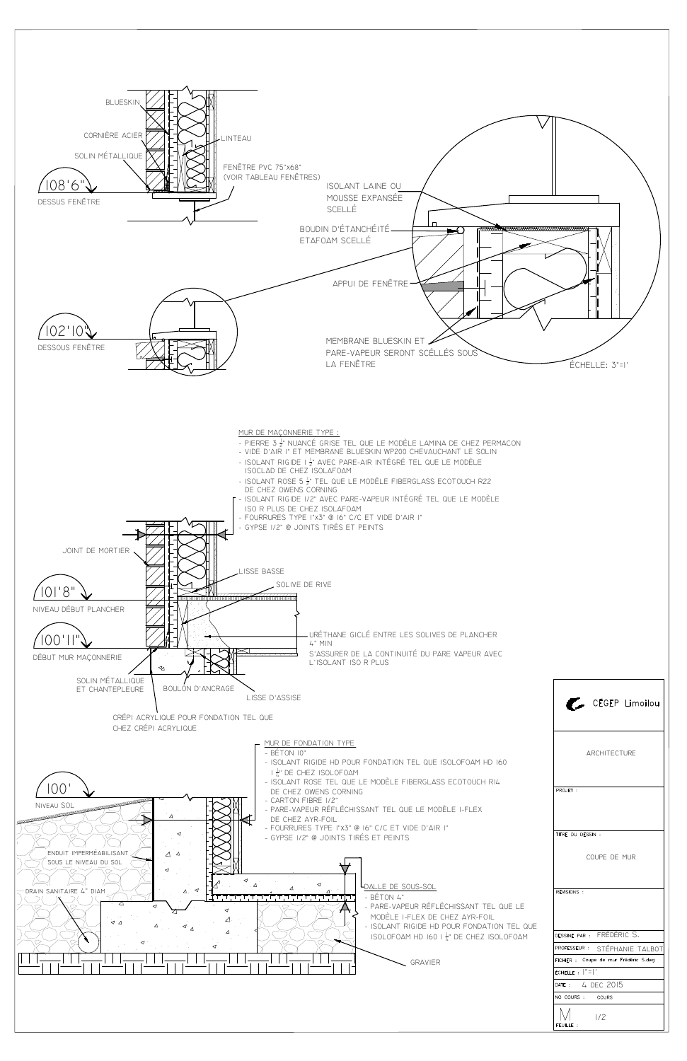BLUESKIN

CORNIÈRE ACIER

SOLIN MÉTALLIQUE

LINTEAU

FENÊTRE PVC 75"x68"
(VOIR TABLEAU FENÊTRES)

108'6"
DESSUS FENÊTRE

ISOLANT LAINE OU MOUSSE EXPANSÉE SCELLÉ

BOUDIN D'ÉTANCHÉITÉ ETAFOAM SCELLÉ

APPUI DE FENÊTRE

102'10"
DESSOUS FENÊTRE

MEMBRANE BLUESKIN ET PARE-VAPEUR SERONT SCÉLLÉS SOUS LA FENÊTRE

ÉCHELLE: 3"=1'

MUR DE MAÇONNERIE TYPE :
- PIERRE 3 ½" NUANCÉ GRISE TEL QUE LE MODÈLE LAMINA DE CHEZ PERMACON
- VIDE D'AIR 1" ET MEMBRANE BLUESKIN WP200 CHEVAUCHANT LE SOLIN
- ISOLANT RIGIDE 1 ½" AVEC PARE-AIR INTÉGRÉ TEL QUE LE MODÈLE ISOCLAD DE CHEZ ISOLAFOAM
- ISOLANT ROSE 5 ½" TEL QUE LE MODÈLE FIBERGLASS ECOTOUCH R22 DE CHEZ OWENS CORNING
- ISOLANT RIGIDE 1/2" AVEC PARE-VAPEUR INTÉGRÉ TEL QUE LE MODÈLE ISO R PLUS DE CHEZ ISOLAFOAM
- FOURRURES TYPE 1"x3" @ 16" C/C ET VIDE D'AIR 1"
- GYPSE 1/2" @ JOINTS TIRÉS ET PEINTS

JOINT DE MORTIER

LISSE BASSE

SOLIVE DE RIVE

101'8"
NIVEAU DÉBUT PLANCHER

100'11"
DÉBUT MUR MAÇONNERIE

URÉTHANE GICLÉ ENTRE LES SOLIVES DE PLANCHER 4" MIN
S'ASSURER DE LA CONTINUITÉ DU PARE VAPEUR AVEC L'ISOLANT ISO R PLUS

SOLIN MÉTALLIQUE ET CHANTEPLEURE

BOULON D'ANCRAGE

LISSE D'ASSISE

CRÉPI ACRYLIQUE POUR FONDATION TEL QUE CHEZ CRÉPI ACRYLIQUE

MUR DE FONDATION TYPE
- BÉTON 10"
- ISOLANT RIGIDE HD POUR FONDATION TEL QUE ISOLOFOAM HD 160 1 ½" DE CHEZ ISOLOFOAM
- ISOLANT ROSE TEL QUE LE MODÈLE FIBERGLASS ECOTOUCH R14 DE CHEZ OWENS CORNING
- CARTON FIBRE 1/2"
- PARE-VAPEUR RÉFLÉCHISSANT TEL QUE LE MODÈLE I-FLEX DE CHEZ AYR-FOIL
- FOURRURES TYPE 1"x3" @ 16" C/C ET VIDE D'AIR 1"
- GYPSE 1/2" @ JOINTS TIRÉS ET PEINTS

100'
NIVEAU SOL

ENDUIT IMPERMÉABILISANT SOUS LE NIVEAU DU SOL

DRAIN SANITAIRE 4" DIAM

DALLE DE SOUS-SOL
- BÉTON 4"
- PARE-VAPEUR RÉFLÉCHISSANT TEL QUE LE MODÈLE I-FLEX DE CHEZ AYR-FOIL
- ISOLANT RIGIDE HD POUR FONDATION TEL QUE ISOLOFOAM HD 160 1 ½" DE CHEZ ISOLOFOAM

GRAVIER

CÉGEP Limoilou

ARCHITECTURE

PROJET :

TITRE DU DESSIN :
COUPE DE MUR

RÉVISIONS :

DESSINÉ PAR : FRÉDÉRIC S.
PROFESSEUR : STÉPHANIE TALBOT
FICHIER : Coupe de mur Frédéric S.dwg
ÉCHELLE : 1"=1'
DATE : 4 DEC 2015
NO COURS : COURS
FEUILLE : M 1/2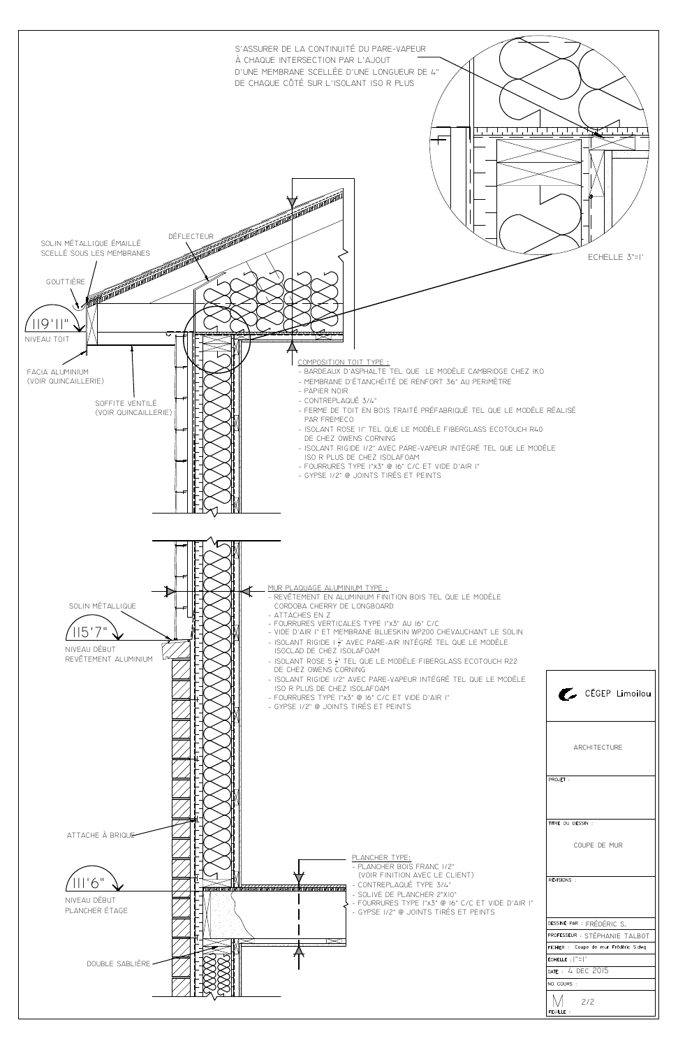S'ASSURER DE LA CONTINUITÉ DU PARE-VAPEUR À CHAQUE INTERSECTION PAR L'AJOUT D'UNE MEMBRANE SCELLÉE D'UNE LONGUEUR DE 4" DE CHAQUE CÔTÉ SUR L'ISOLANT ISO R PLUS

ECHELLE 3"=1'

DÉFLECTEUR

SOLIN MÉTALLIQUE ÉMAILLÉ SCELLÉ SOUS LES MEMBRANES

GOUTTIÈRE

119'11"
NIVEAU TOIT

FACIA ALUMINIUM (VOIR QUINCAILLERIE)

SOFFITE VENTILÉ (VOIR QUINCAILLERIE)

COMPOSITION TOIT TYPE :
- BARDEAUX D'ASPHALTE TEL QUE LE MODÈLE CAMBRIDGE CHEZ IKO
- MEMBRANE D'ÉTANCHÉITÉ DE RENFORT 36" AU PERIMÈTRE
- PAPIER NOIR
- CONTREPLAQUÉ 3/4"
- FERME DE TOIT EN BOIS TRAITÉ PRÉFABRIQUÉ TEL QUE LE MODÈLE RÉALISÉ PAR FREMECO
- ISOLANT ROSE 11" TEL QUE LE MODÈLE FIBERGLASS ECOTOUCH R40 DE CHEZ OWENS CORNING
- ISOLANT RIGIDE 1/2" AVEC PARE-VAPEUR INTÉGRÉ TEL QUE LE MODÈLE ISO R PLUS DE CHEZ ISOLAFOAM
- FOURRURES TYPE 1"x3" @ 16" C/C ET VIDE D'AIR 1"
- GYPSE 1/2" @ JOINTS TIRÉS ET PEINTS

SOLIN MÉTALLIQUE

115'7"
NIVEAU DÉBUT REVÊTEMENT ALUMINIUM

MUR PLAQUAGE ALUMINIUM TYPE :
- REVÊTEMENT EN ALUMINIUM FINITION BOIS TEL QUE LE MODÈLE CORDOBA CHERRY DE LONGBOARD
- ATTACHES EN Z
- FOURRURES VERTICALES TYPE 1"x3" AU 16" C/C
- VIDE D'AIR 1" ET MEMBRANE BLUESKIN WP200 CHEVAUCHANT LE SOLIN
- ISOLANT RIGIDE 1 ½" AVEC PARE-AIR INTÉGRÉ TEL QUE LE MODÈLE ISOCLAD DE CHEZ ISOLAFOAM
- ISOLANT ROSE 5 ½" TEL QUE LE MODÈLE FIBERGLASS ECOTOUCH R22 DE CHEZ OWENS CORNING
- ISOLANT RIGIDE 1/2" AVEC PARE-VAPEUR INTÉGRÉ TEL QUE LE MODÈLE ISO R PLUS DE CHEZ ISOLAFOAM
- FOURRURES TYPE 1"x3" @ 16" C/C ET VIDE D'AIR 1"
- GYPSE 1/2" @ JOINTS TIRÉS ET PEINTS

ATTACHE À BRIQUE

111'6"
NIVEAU DÉBUT PLANCHER ÉTAGE

PLANCHER TYPE:
- PLANCHER BOIS FRANC 1/2" (VOIR FINITION AVEC LE CLIENT)
- CONTREPLAQUÉ TYPE 3/4"
- SOLIVE DE PLANCHER 2"X10"
- FOURRURES TYPE 1"x3" @ 16" C/C ET VIDE D'AIR 1"
- GYPSE 1/2" @ JOINTS TIRÉS ET PEINTS

DOUBLE SABLIÈRE

CÉGEP Limoilou

ARCHITECTURE

PROJET :

TITRE DU DESSIN :
COUPE DE MUR

RÉVISIONS :

DESSINÉ PAR : FRÉDÉRIC S.
PROFESSEUR : STÉPHANIE TALBOT
FICHIER : Coupe de mur Frédéric S.dwg
ECHELLE : 1"=1'
DATE : 4 DEC 2015
NO COURS :
FEUILLE : M 2/2